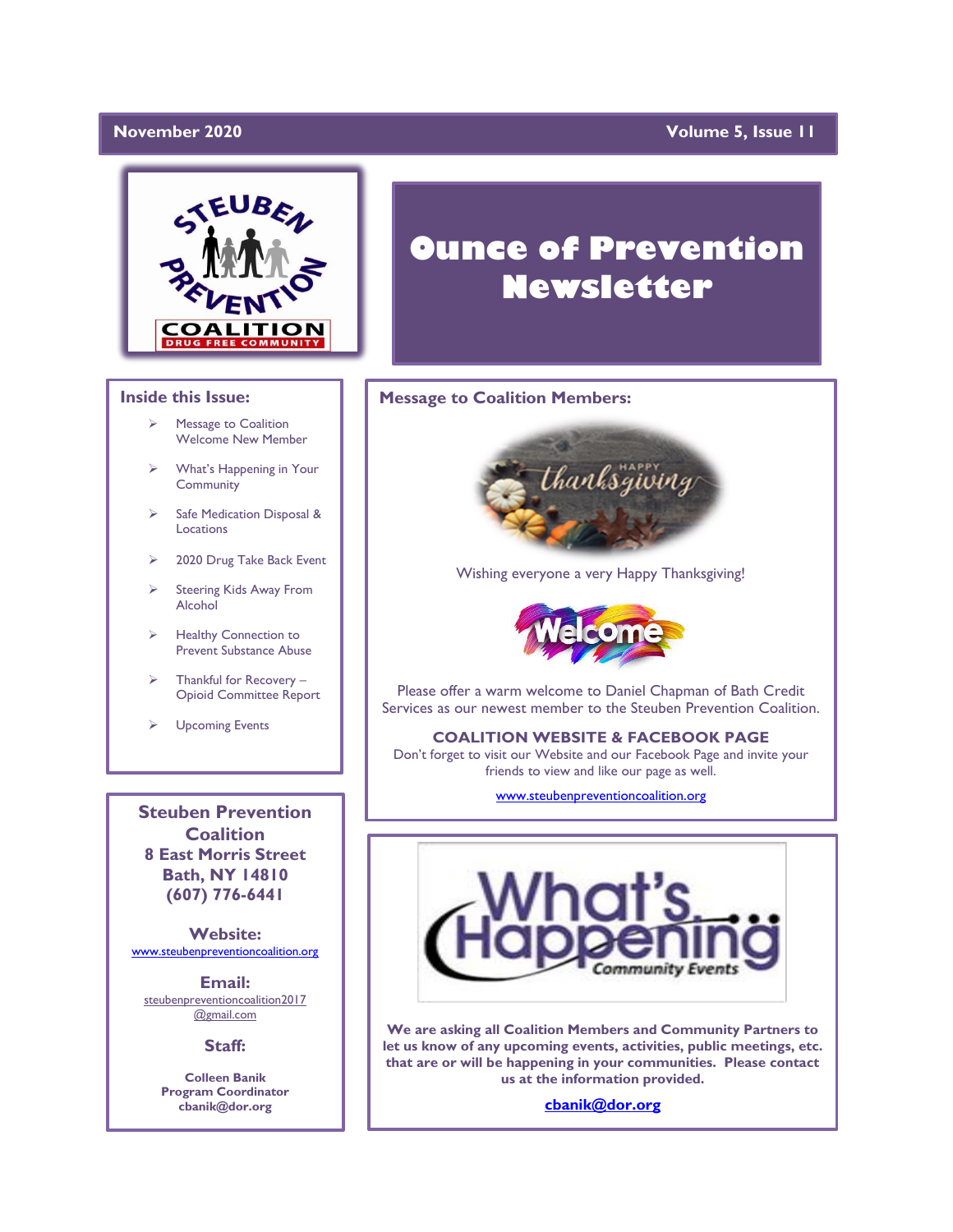November 2020 | Volume 5, Issue 11

# Ounce of Prevention Newsletter

## Inside this Issue:

- Message to Coalition Welcome New Member
- What's Happening in Your Community
- Safe Medication Disposal & Locations
- 2020 Drug Take Back Event
- Steering Kids Away From Alcohol
- Healthy Connection to Prevent Substance Abuse
- Thankful for Recovery – Opioid Committee Report
- Upcoming Events

**Steuben Prevention Coalition**
**8 East Morris Street**
**Bath, NY 14810**
**(607) 776-6441**

**Website:**
www.steubenpreventioncoalition.org

**Email:**
steubenpreventioncoalition2017@gmail.com

**Staff:**

**Colleen Banik**
**Program Coordinator**
**cbanik@dor.org**

## Message to Coalition Members:

Wishing everyone a very Happy Thanksgiving!

Please offer a warm welcome to Daniel Chapman of Bath Credit Services as our newest member to the Steuben Prevention Coalition.

**COALITION WEBSITE & FACEBOOK PAGE**

Don't forget to visit our Website and our Facebook Page and invite your friends to view and like our page as well.

www.steubenpreventioncoalition.org

## What's Happening Community Events

**We are asking all Coalition Members and Community Partners to let us know of any upcoming events, activities, public meetings, etc. that are or will be happening in your communities. Please contact us at the information provided.**

**cbanik@dor.org**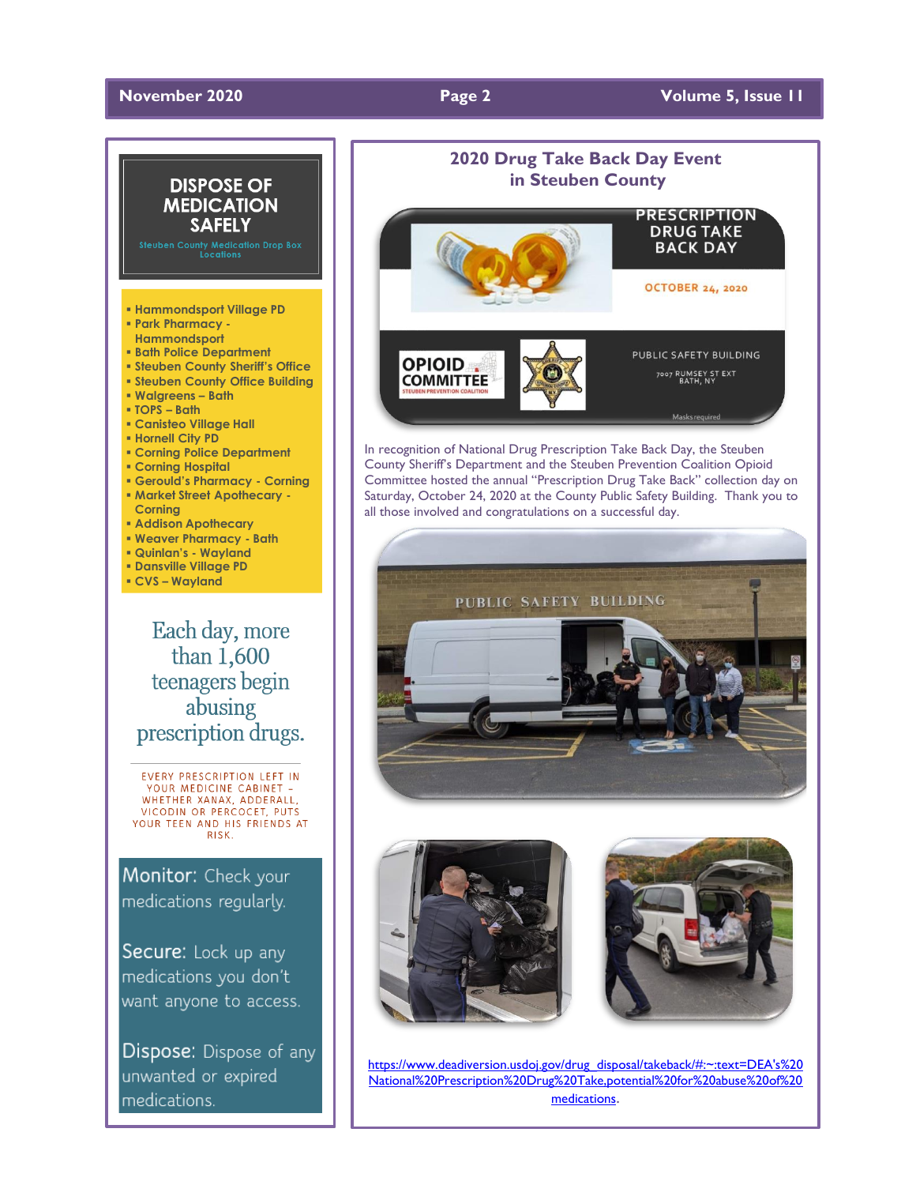## DISPOSE OF MEDICATION SAFELY

Steuben County Medication Drop Box Locations

- Hammondsport Village PD
- Park Pharmacy - Hammondsport
- Bath Police Department
- Steuben County Sheriff's Office
- Steuben County Office Building
- Walgreens – Bath
- TOPS – Bath
- Canisteo Village Hall
- Hornell City PD
- Corning Police Department
- Corning Hospital
- Gerould's Pharmacy - Corning
- Market Street Apothecary - Corning
- Addison Apothecary
- Weaver Pharmacy - Bath
- Quinlan's - Wayland
- Dansville Village PD
- CVS – Wayland

Each day, more than 1,600 teenagers begin abusing prescription drugs.

EVERY PRESCRIPTION LEFT IN YOUR MEDICINE CABINET – WHETHER XANAX, ADDERALL, VICODIN OR PERCOCET, PUTS YOUR TEEN AND HIS FRIENDS AT RISK.

**Monitor:** Check your medications regularly.

**Secure:** Lock up any medications you don't want anyone to access.

**Dispose:** Dispose of any unwanted or expired medications.

## 2020 Drug Take Back Day Event in Steuben County

PRESCRIPTION DRUG TAKE BACK DAY

OCTOBER 24, 2020

OPIOID COMMITTEE – STEUBEN PREVENTION COALITION

PUBLIC SAFETY BUILDING
7007 RUMSEY ST EXT
BATH, NY

Masks required

In recognition of National Drug Prescription Take Back Day, the Steuben County Sheriff's Department and the Steuben Prevention Coalition Opioid Committee hosted the annual "Prescription Drug Take Back" collection day on Saturday, October 24, 2020 at the County Public Safety Building. Thank you to all those involved and congratulations on a successful day.

https://www.deadiversion.usdoj.gov/drug_disposal/takeback/#:~:text=DEA's%20National%20Prescription%20Drug%20Take,potential%20for%20abuse%20of%20medications.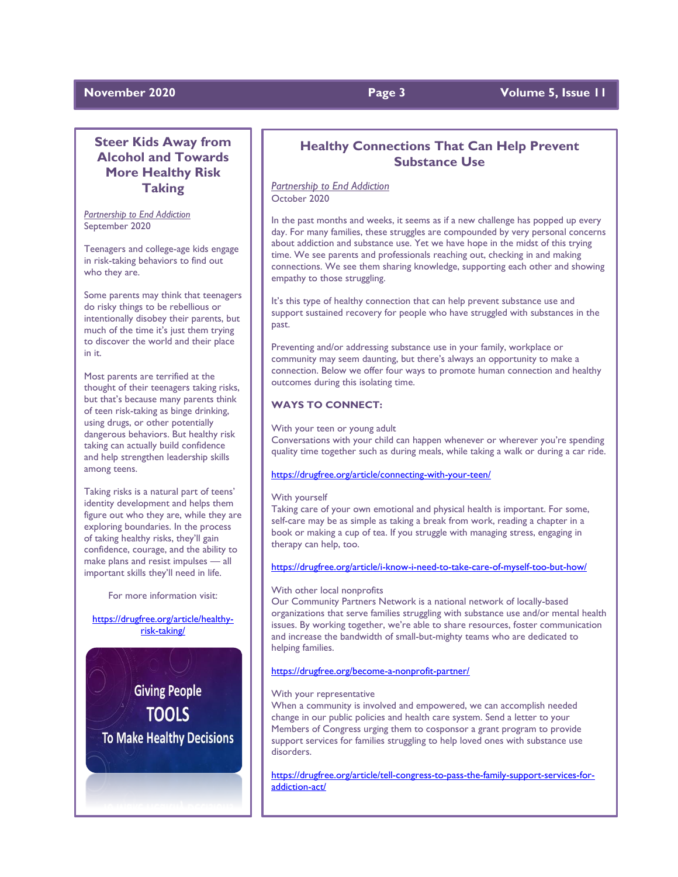## Steer Kids Away from Alcohol and Towards More Healthy Risk Taking

*Partnership to End Addiction*
September 2020

Teenagers and college-age kids engage in risk-taking behaviors to find out who they are.

Some parents may think that teenagers do risky things to be rebellious or intentionally disobey their parents, but much of the time it's just them trying to discover the world and their place in it.

Most parents are terrified at the thought of their teenagers taking risks, but that's because many parents think of teen risk-taking as binge drinking, using drugs, or other potentially dangerous behaviors. But healthy risk taking can actually build confidence and help strengthen leadership skills among teens.

Taking risks is a natural part of teens' identity development and helps them figure out who they are, while they are exploring boundaries. In the process of taking healthy risks, they'll gain confidence, courage, and the ability to make plans and resist impulses — all important skills they'll need in life.

For more information visit:

https://drugfree.org/article/healthy-risk-taking/

Giving People TOOLS To Make Healthy Decisions

## Healthy Connections That Can Help Prevent Substance Use

*Partnership to End Addiction*
October 2020

In the past months and weeks, it seems as if a new challenge has popped up every day. For many families, these struggles are compounded by very personal concerns about addiction and substance use. Yet we have hope in the midst of this trying time. We see parents and professionals reaching out, checking in and making connections. We see them sharing knowledge, supporting each other and showing empathy to those struggling.

It's this type of healthy connection that can help prevent substance use and support sustained recovery for people who have struggled with substances in the past.

Preventing and/or addressing substance use in your family, workplace or community may seem daunting, but there's always an opportunity to make a connection. Below we offer four ways to promote human connection and healthy outcomes during this isolating time.

**WAYS TO CONNECT:**

With your teen or young adult
Conversations with your child can happen whenever or wherever you're spending quality time together such as during meals, while taking a walk or during a car ride.

https://drugfree.org/article/connecting-with-your-teen/

With yourself
Taking care of your own emotional and physical health is important. For some, self-care may be as simple as taking a break from work, reading a chapter in a book or making a cup of tea. If you struggle with managing stress, engaging in therapy can help, too.

https://drugfree.org/article/i-know-i-need-to-take-care-of-myself-too-but-how/

With other local nonprofits
Our Community Partners Network is a national network of locally-based organizations that serve families struggling with substance use and/or mental health issues. By working together, we're able to share resources, foster communication and increase the bandwidth of small-but-mighty teams who are dedicated to helping families.

https://drugfree.org/become-a-nonprofit-partner/

With your representative
When a community is involved and empowered, we can accomplish needed change in our public policies and health care system. Send a letter to your Members of Congress urging them to cosponsor a grant program to provide support services for families struggling to help loved ones with substance use disorders.

https://drugfree.org/article/tell-congress-to-pass-the-family-support-services-for-addiction-act/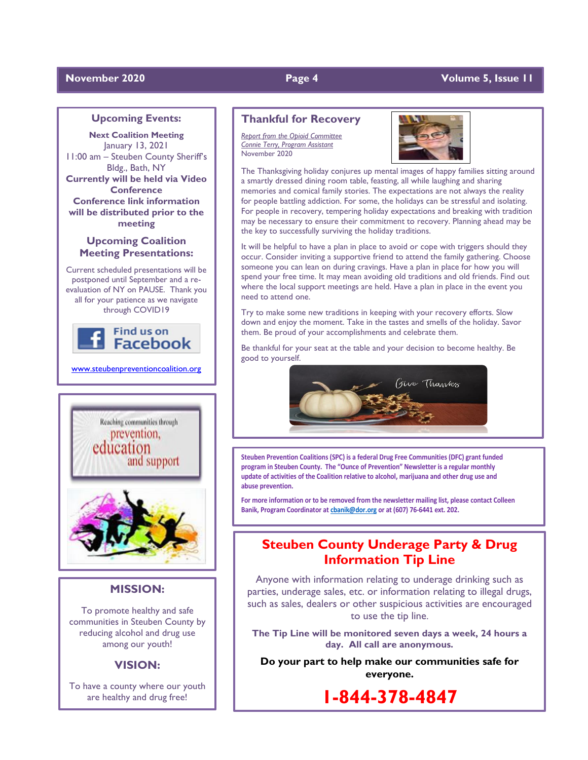## Upcoming Events:

**Next Coalition Meeting**
January 13, 2021
11:00 am – Steuben County Sheriff's Bldg., Bath, NY
**Currently will be held via Video Conference**
**Conference link information will be distributed prior to the meeting**

## Upcoming Coalition Meeting Presentations:

Current scheduled presentations will be postponed until September and a re-evaluation of NY on PAUSE. Thank you all for your patience as we navigate through COVID19

Find us on Facebook

www.steubenpreventioncoalition.org

Reaching communities through prevention, education and support

## MISSION:

To promote healthy and safe communities in Steuben County by reducing alcohol and drug use among our youth!

## VISION:

To have a county where our youth are healthy and drug free!

## Thankful for Recovery

*Report from the Opioid Committee*
*Connie Terry, Program Assistant*
November 2020

The Thanksgiving holiday conjures up mental images of happy families sitting around a smartly dressed dining room table, feasting, all while laughing and sharing memories and comical family stories. The expectations are not always the reality for people battling addiction. For some, the holidays can be stressful and isolating. For people in recovery, tempering holiday expectations and breaking with tradition may be necessary to ensure their commitment to recovery. Planning ahead may be the key to successfully surviving the holiday traditions.

It will be helpful to have a plan in place to avoid or cope with triggers should they occur. Consider inviting a supportive friend to attend the family gathering. Choose someone you can lean on during cravings. Have a plan in place for how you will spend your free time. It may mean avoiding old traditions and old friends. Find out where the local support meetings are held. Have a plan in place in the event you need to attend one.

Try to make some new traditions in keeping with your recovery efforts. Slow down and enjoy the moment. Take in the tastes and smells of the holiday. Savor them. Be proud of your accomplishments and celebrate them.

Be thankful for your seat at the table and your decision to become healthy. Be good to yourself.

Give Thanks

**Steuben Prevention Coalitions (SPC) is a federal Drug Free Communities (DFC) grant funded program in Steuben County. The "Ounce of Prevention" Newsletter is a regular monthly update of activities of the Coalition relative to alcohol, marijuana and other drug use and abuse prevention.**

**For more information or to be removed from the newsletter mailing list, please contact Colleen Banik, Program Coordinator at cbanik@dor.org or at (607) 76-6441 ext. 202.**

## Steuben County Underage Party & Drug Information Tip Line

Anyone with information relating to underage drinking such as parties, underage sales, etc. or information relating to illegal drugs, such as sales, dealers or other suspicious activities are encouraged to use the tip line.

**The Tip Line will be monitored seven days a week, 24 hours a day. All call are anonymous.**

**Do your part to help make our communities safe for everyone.**

**1-844-378-4847**